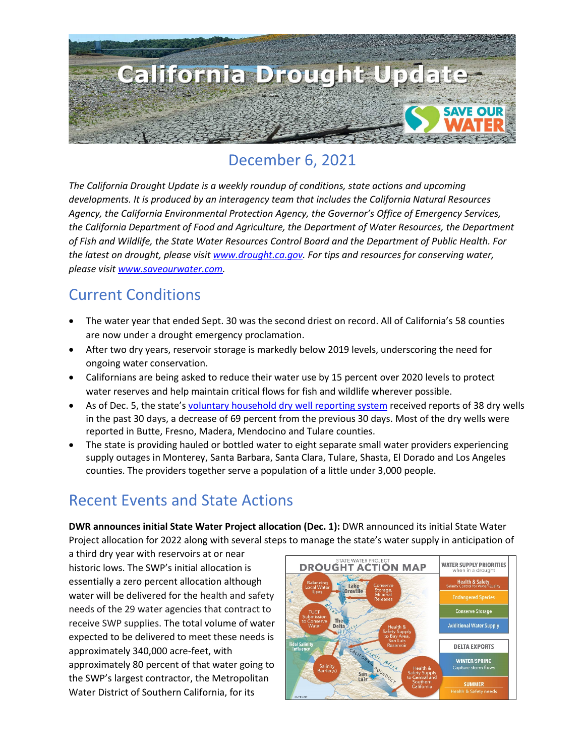# California Drought Update

## December 6, 2021

*The California Drought Update is a weekly roundup of conditions, state actions and upcoming developments. It is produced by an interagency team that includes the California Natural Resources Agency, the California Environmental Protection Agency, the Governor's Office of Emergency Services, the California Department of Food and Agriculture, the Department of Water Resources, the Department of Fish and Wildlife, the State Water Resources Control Board and the Department of Public Health. For the latest on drought, please visit www.drought.ca.gov. For tips and resources for conserving water, please visit www.saveourwater.com.*

## Current Conditions

- The water year that ended Sept. 30 was the second driest on record. All of California's 58 counties are now under a drought emergency proclamation.
- After two dry years, reservoir storage is markedly below 2019 levels, underscoring the need for ongoing water conservation.
- Californians are being asked to reduce their water use by 15 percent over 2020 levels to protect water reserves and help maintain critical flows for fish and wildlife wherever possible.
- As of Dec. 5, the state's voluntary household dry well reporting system received reports of 38 dry wells in the past 30 days, a decrease of 69 percent from the previous 30 days. Most of the dry wells were reported in Butte, Fresno, Madera, Mendocino and Tulare counties.
- The state is providing hauled or bottled water to eight separate small water providers experiencing supply outages in Monterey, Santa Barbara, Santa Clara, Tulare, Shasta, El Dorado and Los Angeles counties. The providers together serve a population of a little under 3,000 people.

## Recent Events and State Actions

**DWR announces initial State Water Project allocation (Dec. 1):** DWR announced its initial State Water Project allocation for 2022 along with several steps to manage the state's water supply in anticipation of a third dry year with reservoirs at or near historic lows. The SWP's initial allocation is essentially a zero percent allocation although water will be delivered for the health and safety needs of the 29 water agencies that contract to receive SWP supplies. The total volume of water expected to be delivered to meet these needs is approximately 340,000 acre-feet, with approximately 80 percent of that water going to the SWP's largest contractor, the Metropolitan Water District of Southern California, for its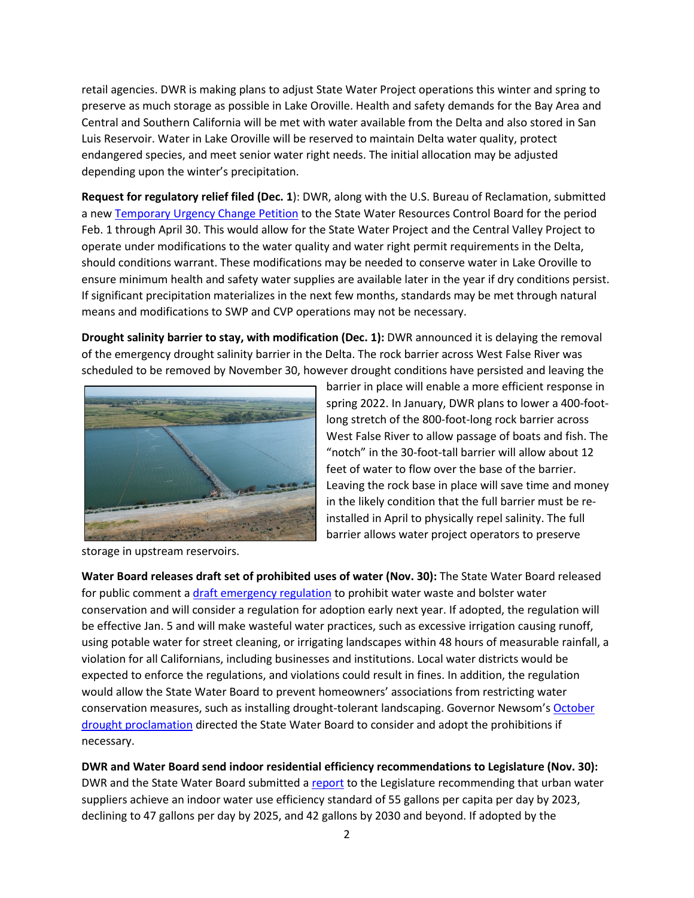retail agencies. DWR is making plans to adjust State Water Project operations this winter and spring to preserve as much storage as possible in Lake Oroville. Health and safety demands for the Bay Area and Central and Southern California will be met with water available from the Delta and also stored in San Luis Reservoir. Water in Lake Oroville will be reserved to maintain Delta water quality, protect endangered species, and meet senior water right needs. The initial allocation may be adjusted depending upon the winter's precipitation.

**Request for regulatory relief filed (Dec. 1**): DWR, along with the U.S. Bureau of Reclamation, submitted a new Temporary Urgency Change Petition to the State Water Resources Control Board for the period Feb. 1 through April 30. This would allow for the State Water Project and the Central Valley Project to operate under modifications to the water quality and water right permit requirements in the Delta, should conditions warrant. These modifications may be needed to conserve water in Lake Oroville to ensure minimum health and safety water supplies are available later in the year if dry conditions persist. If significant precipitation materializes in the next few months, standards may be met through natural means and modifications to SWP and CVP operations may not be necessary.

**Drought salinity barrier to stay, with modification (Dec. 1):** DWR announced it is delaying the removal of the emergency drought salinity barrier in the Delta. The rock barrier across West False River was scheduled to be removed by November 30, however drought conditions have persisted and leaving the barrier in place will enable a more efficient response in spring 2022. In January, DWR plans to lower a 400-foot-long stretch of the 800-foot-long rock barrier across West False River to allow passage of boats and fish. The "notch" in the 30-foot-tall barrier will allow about 12 feet of water to flow over the base of the barrier. Leaving the rock base in place will save time and money in the likely condition that the full barrier must be re-installed in April to physically repel salinity. The full barrier allows water project operators to preserve storage in upstream reservoirs.

**Water Board releases draft set of prohibited uses of water (Nov. 30):** The State Water Board released for public comment a draft emergency regulation to prohibit water waste and bolster water conservation and will consider a regulation for adoption early next year. If adopted, the regulation will be effective Jan. 5 and will make wasteful water practices, such as excessive irrigation causing runoff, using potable water for street cleaning, or irrigating landscapes within 48 hours of measurable rainfall, a violation for all Californians, including businesses and institutions. Local water districts would be expected to enforce the regulations, and violations could result in fines. In addition, the regulation would allow the State Water Board to prevent homeowners' associations from restricting water conservation measures, such as installing drought-tolerant landscaping. Governor Newsom's October drought proclamation directed the State Water Board to consider and adopt the prohibitions if necessary.

**DWR and Water Board send indoor residential efficiency recommendations to Legislature (Nov. 30):** DWR and the State Water Board submitted a report to the Legislature recommending that urban water suppliers achieve an indoor water use efficiency standard of 55 gallons per capita per day by 2023, declining to 47 gallons per day by 2025, and 42 gallons by 2030 and beyond. If adopted by the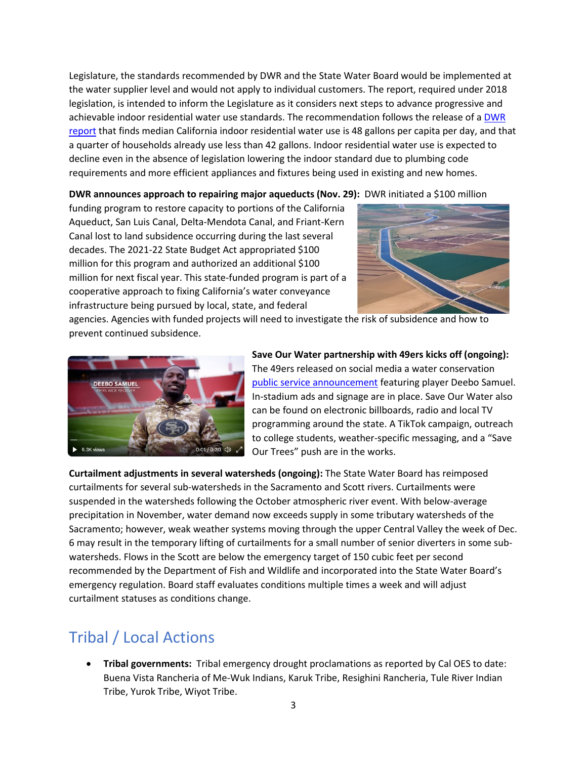Legislature, the standards recommended by DWR and the State Water Board would be implemented at the water supplier level and would not apply to individual customers. The report, required under 2018 legislation, is intended to inform the Legislature as it considers next steps to advance progressive and achievable indoor residential water use standards. The recommendation follows the release of a DWR report that finds median California indoor residential water use is 48 gallons per capita per day, and that a quarter of households already use less than 42 gallons. Indoor residential water use is expected to decline even in the absence of legislation lowering the indoor standard due to plumbing code requirements and more efficient appliances and fixtures being used in existing and new homes.

**DWR announces approach to repairing major aqueducts (Nov. 29):** DWR initiated a $100 million funding program to restore capacity to portions of the California Aqueduct, San Luis Canal, Delta-Mendota Canal, and Friant-Kern Canal lost to land subsidence occurring during the last several decades. The 2021-22 State Budget Act appropriated $100 million for this program and authorized an additional $100 million for next fiscal year. This state-funded program is part of a cooperative approach to fixing California's water conveyance infrastructure being pursued by local, state, and federal agencies. Agencies with funded projects will need to investigate the risk of subsidence and how to prevent continued subsidence.

**Save Our Water partnership with 49ers kicks off (ongoing):** The 49ers released on social media a water conservation public service announcement featuring player Deebo Samuel. In-stadium ads and signage are in place. Save Our Water also can be found on electronic billboards, radio and local TV programming around the state. A TikTok campaign, outreach to college students, weather-specific messaging, and a "Save Our Trees" push are in the works.

**Curtailment adjustments in several watersheds (ongoing):** The State Water Board has reimposed curtailments for several sub-watersheds in the Sacramento and Scott rivers. Curtailments were suspended in the watersheds following the October atmospheric river event. With below-average precipitation in November, water demand now exceeds supply in some tributary watersheds of the Sacramento; however, weak weather systems moving through the upper Central Valley the week of Dec. 6 may result in the temporary lifting of curtailments for a small number of senior diverters in some sub-watersheds. Flows in the Scott are below the emergency target of 150 cubic feet per second recommended by the Department of Fish and Wildlife and incorporated into the State Water Board's emergency regulation. Board staff evaluates conditions multiple times a week and will adjust curtailment statuses as conditions change.

## Tribal / Local Actions

- **Tribal governments:** Tribal emergency drought proclamations as reported by Cal OES to date: Buena Vista Rancheria of Me-Wuk Indians, Karuk Tribe, Resighini Rancheria, Tule River Indian Tribe, Yurok Tribe, Wiyot Tribe.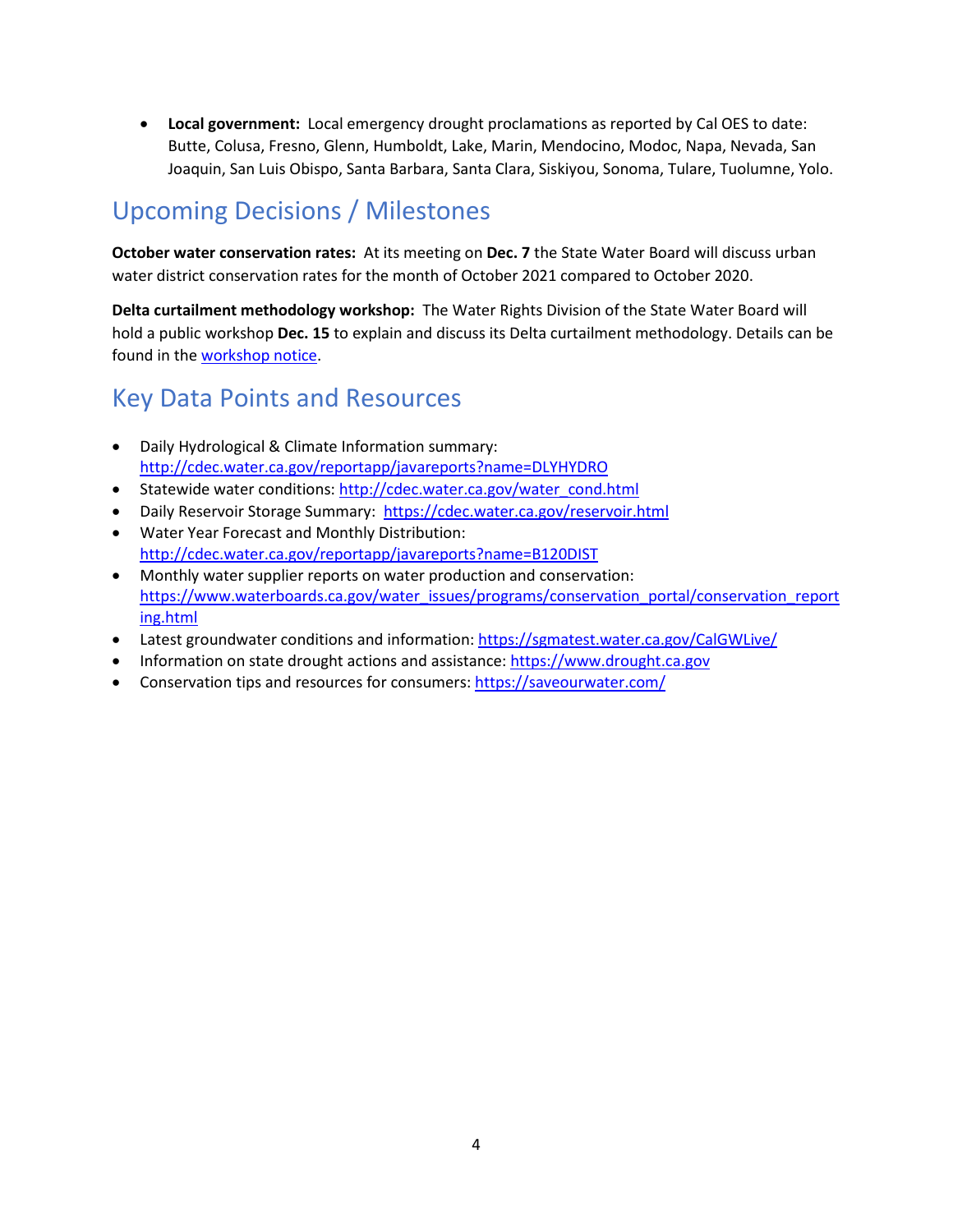- **Local government:** Local emergency drought proclamations as reported by Cal OES to date: Butte, Colusa, Fresno, Glenn, Humboldt, Lake, Marin, Mendocino, Modoc, Napa, Nevada, San Joaquin, San Luis Obispo, Santa Barbara, Santa Clara, Siskiyou, Sonoma, Tulare, Tuolumne, Yolo.

## Upcoming Decisions / Milestones

**October water conservation rates:** At its meeting on **Dec. 7** the State Water Board will discuss urban water district conservation rates for the month of October 2021 compared to October 2020.

**Delta curtailment methodology workshop:** The Water Rights Division of the State Water Board will hold a public workshop **Dec. 15** to explain and discuss its Delta curtailment methodology. Details can be found in the workshop notice.

## Key Data Points and Resources

- Daily Hydrological & Climate Information summary: http://cdec.water.ca.gov/reportapp/javareports?name=DLYHYDRO
- Statewide water conditions: http://cdec.water.ca.gov/water_cond.html
- Daily Reservoir Storage Summary: https://cdec.water.ca.gov/reservoir.html
- Water Year Forecast and Monthly Distribution: http://cdec.water.ca.gov/reportapp/javareports?name=B120DIST
- Monthly water supplier reports on water production and conservation: https://www.waterboards.ca.gov/water_issues/programs/conservation_portal/conservation_reporting.html
- Latest groundwater conditions and information: https://sgmatest.water.ca.gov/CalGWLive/
- Information on state drought actions and assistance: https://www.drought.ca.gov
- Conservation tips and resources for consumers: https://saveourwater.com/